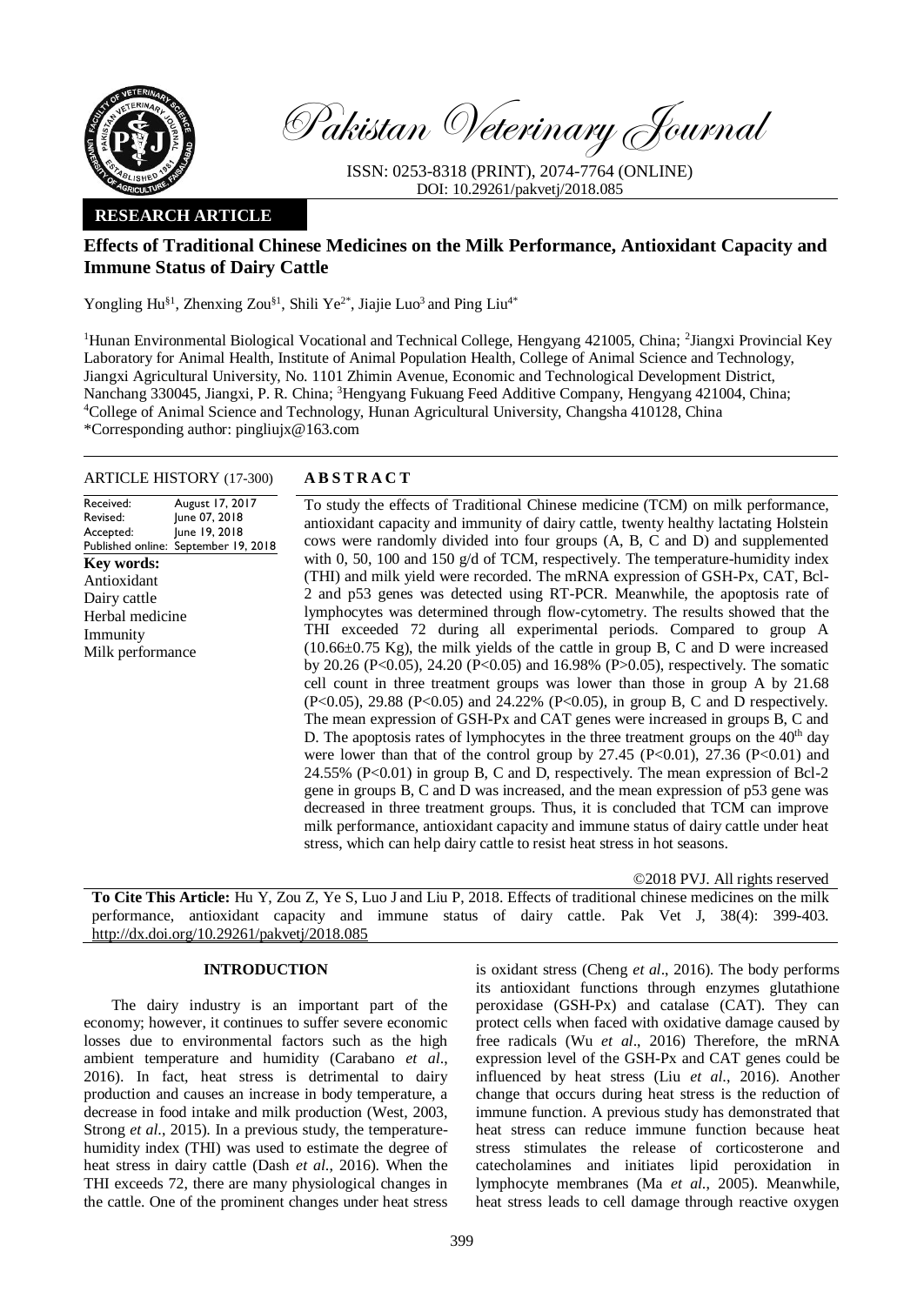Pakistan Veterinary Journal

ISSN: 0253-8318 (PRINT), 2074-7764 (ONLINE)
DOI: 10.29261/pakvetj/2018.085

**RESEARCH ARTICLE**

# Effects of Traditional Chinese Medicines on the Milk Performance, Antioxidant Capacity and Immune Status of Dairy Cattle

Yongling Hu[§1], Zhenxing Zou[§1], Shili Ye[2*], Jiajie Luo[3] and Ping Liu[4*]

[1]Hunan Environmental Biological Vocational and Technical College, Hengyang 421005, China; [2]Jiangxi Provincial Key Laboratory for Animal Health, Institute of Animal Population Health, College of Animal Science and Technology, Jiangxi Agricultural University, No. 1101 Zhimin Avenue, Economic and Technological Development District, Nanchang 330045, Jiangxi, P. R. China; [3]Hengyang Fukuang Feed Additive Company, Hengyang 421004, China; [4]College of Animal Science and Technology, Hunan Agricultural University, Changsha 410128, China
*Corresponding author: pingliujx@163.com

**ARTICLE HISTORY** (17-300)

| | |
|---|---|
| Received: | August 17, 2017 |
| Revised: | June 07, 2018 |
| Accepted: | June 19, 2018 |
| Published online: | September 19, 2018 |

**Key words:**
Antioxidant
Dairy cattle
Herbal medicine
Immunity
Milk performance

## ABSTRACT

To study the effects of Traditional Chinese medicine (TCM) on milk performance, antioxidant capacity and immunity of dairy cattle, twenty healthy lactating Holstein cows were randomly divided into four groups (A, B, C and D) and supplemented with 0, 50, 100 and 150 g/d of TCM, respectively. The temperature-humidity index (THI) and milk yield were recorded. The mRNA expression of GSH-Px, CAT, Bcl-2 and p53 genes was detected using RT-PCR. Meanwhile, the apoptosis rate of lymphocytes was determined through flow-cytometry. The results showed that the THI exceeded 72 during all experimental periods. Compared to group A (10.66±0.75 Kg), the milk yields of the cattle in group B, C and D were increased by 20.26 ($P<0.05$), 24.20 ($P<0.05$) and 16.98% ($P>0.05$), respectively. The somatic cell count in three treatment groups was lower than those in group A by 21.68 ($P<0.05$), 29.88 ($P<0.05$) and 24.22% ($P<0.05$), in group B, C and D respectively. The mean expression of GSH-Px and CAT genes were increased in groups B, C and D. The apoptosis rates of lymphocytes in the three treatment groups on the $40^{th}$ day were lower than that of the control group by 27.45 ($P<0.01$), 27.36 ($P<0.01$) and 24.55% ($P<0.01$) in group B, C and D, respectively. The mean expression of Bcl-2 gene in groups B, C and D was increased, and the mean expression of p53 gene was decreased in three treatment groups. Thus, it is concluded that TCM can improve milk performance, antioxidant capacity and immune status of dairy cattle under heat stress, which can help dairy cattle to resist heat stress in hot seasons.

©2018 PVJ. All rights reserved

**To Cite This Article:** Hu Y, Zou Z, Ye S, Luo J and Liu P, 2018. Effects of traditional chinese medicines on the milk performance, antioxidant capacity and immune status of dairy cattle. Pak Vet J, 38(4): 399-403. http://dx.doi.org/10.29261/pakvetj/2018.085

## INTRODUCTION

The dairy industry is an important part of the economy; however, it continues to suffer severe economic losses due to environmental factors such as the high ambient temperature and humidity (Carabano *et al*., 2016). In fact, heat stress is detrimental to dairy production and causes an increase in body temperature, a decrease in food intake and milk production (West, 2003, Strong *et al*., 2015). In a previous study, the temperature-humidity index (THI) was used to estimate the degree of heat stress in dairy cattle (Dash *et al*., 2016). When the THI exceeds 72, there are many physiological changes in the cattle. One of the prominent changes under heat stress is oxidant stress (Cheng *et al*., 2016). The body performs its antioxidant functions through enzymes glutathione peroxidase (GSH-Px) and catalase (CAT). They can protect cells when faced with oxidative damage caused by free radicals (Wu *et al*., 2016) Therefore, the mRNA expression level of the GSH-Px and CAT genes could be influenced by heat stress (Liu *et al*., 2016). Another change that occurs during heat stress is the reduction of immune function. A previous study has demonstrated that heat stress can reduce immune function because heat stress stimulates the release of corticosterone and catecholamines and initiates lipid peroxidation in lymphocyte membranes (Ma *et al*., 2005). Meanwhile, heat stress leads to cell damage through reactive oxygen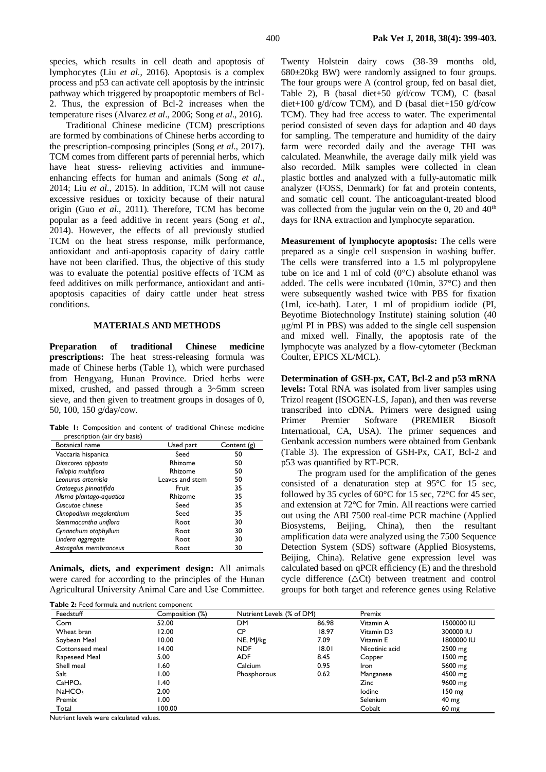species, which results in cell death and apoptosis of lymphocytes (Liu *et al*., 2016). Apoptosis is a complex process and p53 can activate cell apoptosis by the intrinsic pathway which triggered by proapoptotic members of Bcl-2. Thus, the expression of Bcl-2 increases when the temperature rises (Alvarez *et al*., 2006; Song *et al*., 2016).

Traditional Chinese medicine (TCM) prescriptions are formed by combinations of Chinese herbs according to the prescription-composing principles (Song *et al*., 2017). TCM comes from different parts of perennial herbs, which have heat stress- relieving activities and immune-enhancing effects for human and animals (Song *et al*., 2014; Liu *et al*., 2015). In addition, TCM will not cause excessive residues or toxicity because of their natural origin (Guo *et al*., 2011). Therefore, TCM has become popular as a feed additive in recent years (Song *et al*., 2014). However, the effects of all previously studied TCM on the heat stress response, milk performance, antioxidant and anti-apoptosis capacity of dairy cattle have not been clarified. Thus, the objective of this study was to evaluate the potential positive effects of TCM as feed additives on milk performance, antioxidant and anti-apoptosis capacities of dairy cattle under heat stress conditions.

## MATERIALS AND METHODS

**Preparation of traditional Chinese medicine prescriptions:** The heat stress-releasing formula was made of Chinese herbs (Table 1), which were purchased from Hengyang, Hunan Province. Dried herbs were mixed, crushed, and passed through a 3~5mm screen sieve, and then given to treatment groups in dosages of 0, 50, 100, 150 g/day/cow.

**Table 1:** Composition and content of traditional Chinese medicine prescription (air dry basis)

| Botanical name | Used part | Content (g) |
|---|---|---|
| Vaccaria hispanica | Seed | 50 |
| *Dioscorea opposita* | Rhizome | 50 |
| *Fallopia multiflora* | Rhizome | 50 |
| *Leonurus artemisia* | Leaves and stem | 50 |
| *Crataegus pinnatifida* | Fruit | 35 |
| *Alisma plantago-aquatica* | Rhizome | 35 |
| *Cuscutae chinese* | Seed | 35 |
| *Clinopodium megalanthum* | Seed | 35 |
| *Stemmacantha uniflora* | Root | 30 |
| *Cynanchum otophyllum* | Root | 30 |
| *Lindera aggregate* | Root | 30 |
| *Astragalus membranceus* | Root | 30 |

**Animals, diets, and experiment design:** All animals were cared for according to the principles of the Hunan Agricultural University Animal Care and Use Committee. Twenty Holstein dairy cows (38-39 months old, 680±20kg BW) were randomly assigned to four groups. The four groups were A (control group, fed on basal diet, Table 2), B (basal diet+50 g/d/cow TCM), C (basal diet+100 g/d/cow TCM), and D (basal diet+150 g/d/cow TCM). They had free access to water. The experimental period consisted of seven days for adaption and 40 days for sampling. The temperature and humidity of the dairy farm were recorded daily and the average THI was calculated. Meanwhile, the average daily milk yield was also recorded. Milk samples were collected in clean plastic bottles and analyzed with a fully-automatic milk analyzer (FOSS, Denmark) for fat and protein contents, and somatic cell count. The anticoagulant-treated blood was collected from the jugular vein on the 0, 20 and 40th days for RNA extraction and lymphocyte separation.

**Table 2:** Feed formula and nutrient component

| Feedstuff | Composition (%) | Nutrient Levels (% of DM) | | Premix | |
|---|---|---|---|---|---|
| Corn | 52.00 | DM | 86.98 | Vitamin A | 1500000 IU |
| Wheat bran | 12.00 | CP | 18.97 | Vitamin D3 | 300000 IU |
| Soybean Meal | 10.00 | NE, MJ/kg | 7.09 | Vitamin E | 1800000 IU |
| Cottonseed meal | 14.00 | NDF | 18.01 | Nicotinic acid | 2500 mg |
| Rapeseed Meal | 5.00 | ADF | 8.45 | Copper | 1500 mg |
| Shell meal | 1.60 | Calcium | 0.95 | Iron | 5600 mg |
| Salt | 1.00 | Phosphorous | 0.62 | Manganese | 4500 mg |
| $CaHPO_4$ | 1.40 | | | Zinc | 9600 mg |
| $NaHCO_3$ | 2.00 | | | Iodine | 150 mg |
| Premix | 1.00 | | | Selenium | 40 mg |
| Total | 100.00 | | | Cobalt | 60 mg |

Nutrient levels were calculated values.

**Measurement of lymphocyte apoptosis:** The cells were prepared as a single cell suspension in washing buffer. The cells were transferred into a 1.5 ml polypropylene tube on ice and 1 ml of cold (0°C) absolute ethanol was added. The cells were incubated (10min, 37°C) and then were subsequently washed twice with PBS for fixation (1ml, ice-bath). Later, 1 ml of propidium iodide (PI, Beyotime Biotechnology Institute) staining solution (40 μg/ml PI in PBS) was added to the single cell suspension and mixed well. Finally, the apoptosis rate of the lymphocyte was analyzed by a flow-cytometer (Beckman Coulter, EPICS XL/MCL).

**Determination of GSH-px, CAT, Bcl-2 and p53 mRNA levels:** Total RNA was isolated from liver samples using Trizol reagent (ISOGEN-LS, Japan), and then was reverse transcribed into cDNA. Primers were designed using Primer Premier Software (PREMIER Biosoft International, CA, USA). The primer sequences and Genbank accession numbers were obtained from Genbank (Table 3). The expression of GSH-Px, CAT, Bcl-2 and p53 was quantified by RT-PCR.

The program used for the amplification of the genes consisted of a denaturation step at 95°C for 15 sec, followed by 35 cycles of 60°C for 15 sec, 72°C for 45 sec, and extension at 72°C for 7min. All reactions were carried out using the ABI 7500 real-time PCR machine (Applied Biosystems, Beijing, China), then the resultant amplification data were analyzed using the 7500 Sequence Detection System (SDS) software (Applied Biosystems, Beijing, China). Relative gene expression level was calculated based on qPCR efficiency (E) and the threshold cycle difference ($\triangle$Ct) between treatment and control groups for both target and reference genes using Relative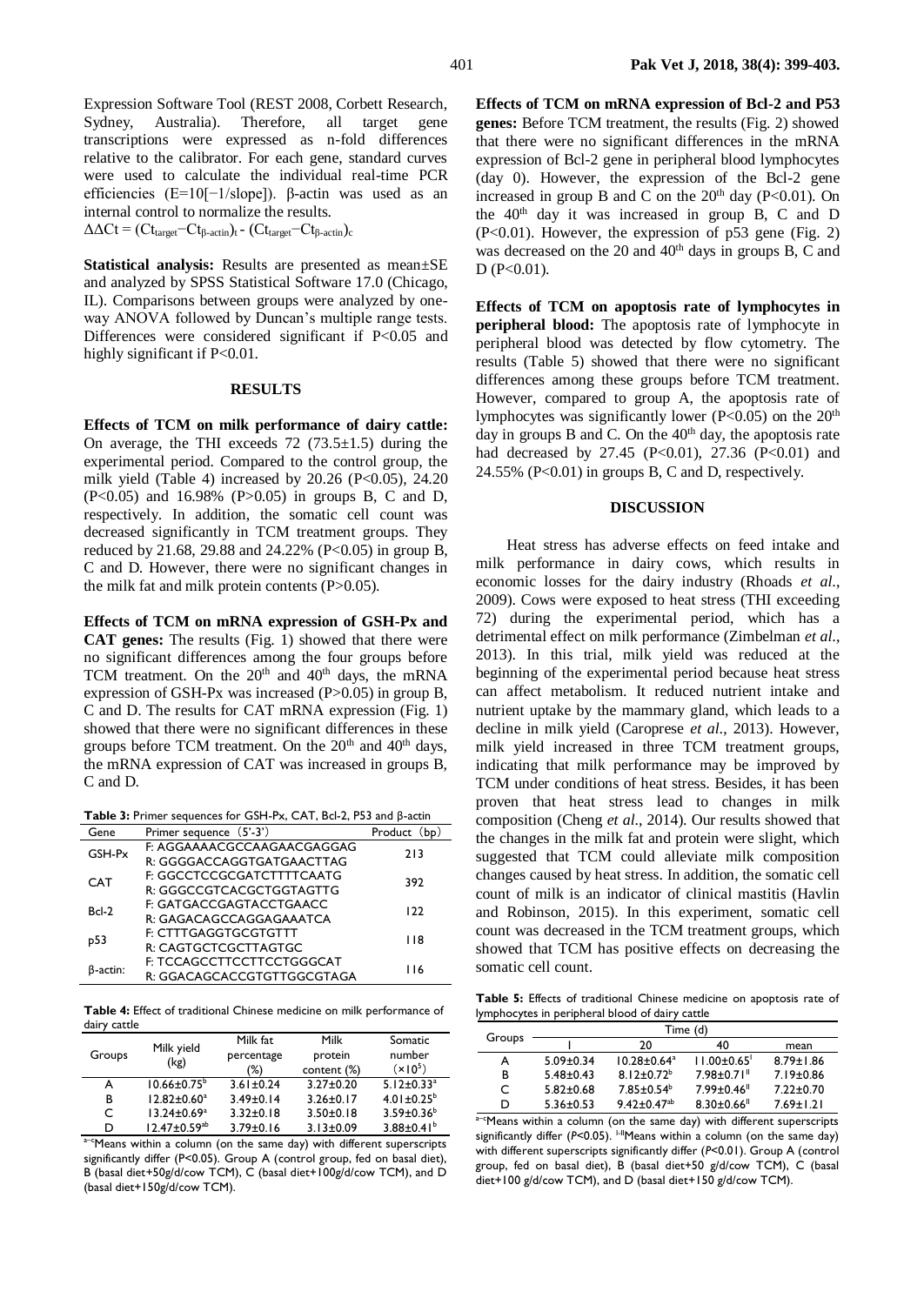Expression Software Tool (REST 2008, Corbett Research, Sydney, Australia). Therefore, all target gene transcriptions were expressed as n-fold differences relative to the calibrator. For each gene, standard curves were used to calculate the individual real-time PCR efficiencies (E=10[−1/slope]). β-actin was used as an internal control to normalize the results.

$\Delta\Delta Ct = (Ct_{target} - Ct_{\beta\text{-}actin})_t - (Ct_{target} - Ct_{\beta\text{-}actin})_c$

**Statistical analysis:** Results are presented as mean±SE and analyzed by SPSS Statistical Software 17.0 (Chicago, IL). Comparisons between groups were analyzed by one-way ANOVA followed by Duncan's multiple range tests. Differences were considered significant if $P<0.05$ and highly significant if $P<0.01$.

## RESULTS

**Effects of TCM on milk performance of dairy cattle:** On average, the THI exceeds 72 (73.5±1.5) during the experimental period. Compared to the control group, the milk yield (Table 4) increased by 20.26 ($P<0.05$), 24.20 ($P<0.05$) and 16.98% ($P>0.05$) in groups B, C and D, respectively. In addition, the somatic cell count was decreased significantly in TCM treatment groups. They reduced by 21.68, 29.88 and 24.22% ($P<0.05$) in group B, C and D. However, there were no significant changes in the milk fat and milk protein contents ($P>0.05$).

**Effects of TCM on mRNA expression of GSH-Px and CAT genes:** The results (Fig. 1) showed that there were no significant differences among the four groups before TCM treatment. On the 20[th] and 40[th] days, the mRNA expression of GSH-Px was increased ($P>0.05$) in group B, C and D. The results for CAT mRNA expression (Fig. 1) showed that there were no significant differences in these groups before TCM treatment. On the 20[th] and 40[th] days, the mRNA expression of CAT was increased in groups B, C and D.

**Table 3:** Primer sequences for GSH-Px, CAT, Bcl-2, P53 and β-actin

| Gene | Primer sequence (5'-3') | Product (bp) |
|---|---|---|
| GSH-Px | F: AGGAAAACGCCAAGAACGAGGAG<br>R: GGGGACCAGGTGATGAACTTAG | 213 |
| CAT | F: GGCCTCCGCGATCTTTTCAATG<br>R: GGGCCGTCACGCTGGTAGTTG | 392 |
| Bcl-2 | F: GATGACCGAGTACCTGAACC<br>R: GAGACAGCCAGGAGAAATCA | 122 |
| p53 | F: CTTTGAGGTGCGTGTTT<br>R: CAGTGCTCGCTTAGTGC | 118 |
| β-actin: | F: TCCAGCCTTCCTTCCTGGGCAT<br>R: GGACAGCACCGTGTTGGCGTAGA | 116 |

**Table 4:** Effect of traditional Chinese medicine on milk performance of dairy cattle

| Groups | Milk yield (kg) | Milk fat percentage (%) | Milk protein content (%) | Somatic number ($\times10^5$) |
|---|---|---|---|---|
| A | 10.66±0.75[b] | 3.61±0.24 | 3.27±0.20 | 5.12±0.33[a] |
| B | 12.82±0.60[a] | 3.49±0.14 | 3.26±0.17 | 4.01±0.25[b] |
| C | 13.24±0.69[a] | 3.32±0.18 | 3.50±0.18 | 3.59±0.36[b] |
| D | 12.47±0.59[ab] | 3.79±0.16 | 3.13±0.09 | 3.88±0.41[b] |

[a–c]Means within a column (on the same day) with different superscripts significantly differ (P<0.05). Group A (control group, fed on basal diet), B (basal diet+50g/d/cow TCM), C (basal diet+100g/d/cow TCM), and D (basal diet+150g/d/cow TCM).

**Effects of TCM on mRNA expression of Bcl-2 and P53 genes:** Before TCM treatment, the results (Fig. 2) showed that there were no significant differences in the mRNA expression of Bcl-2 gene in peripheral blood lymphocytes (day 0). However, the expression of the Bcl-2 gene increased in group B and C on the 20[th] day ($P<0.01$). On the 40[th] day it was increased in group B, C and D ($P<0.01$). However, the expression of p53 gene (Fig. 2) was decreased on the 20 and 40[th] days in groups B, C and D ($P<0.01$).

**Effects of TCM on apoptosis rate of lymphocytes in peripheral blood:** The apoptosis rate of lymphocyte in peripheral blood was detected by flow cytometry. The results (Table 5) showed that there were no significant differences among these groups before TCM treatment. However, compared to group A, the apoptosis rate of lymphocytes was significantly lower ($P<0.05$) on the 20[th] day in groups B and C. On the 40[th] day, the apoptosis rate had decreased by 27.45 ($P<0.01$), 27.36 ($P<0.01$) and 24.55% ($P<0.01$) in groups B, C and D, respectively.

## DISCUSSION

Heat stress has adverse effects on feed intake and milk performance in dairy cows, which results in economic losses for the dairy industry (Rhoads *et al.*, 2009). Cows were exposed to heat stress (THI exceeding 72) during the experimental period, which has a detrimental effect on milk performance (Zimbelman *et al.*, 2013). In this trial, milk yield was reduced at the beginning of the experimental period because heat stress can affect metabolism. It reduced nutrient intake and nutrient uptake by the mammary gland, which leads to a decline in milk yield (Caroprese *et al.*, 2013). However, milk yield increased in three TCM treatment groups, indicating that milk performance may be improved by TCM under conditions of heat stress. Besides, it has been proven that heat stress lead to changes in milk composition (Cheng *et al.*, 2014). Our results showed that the changes in the milk fat and protein were slight, which suggested that TCM could alleviate milk composition changes caused by heat stress. In addition, the somatic cell count of milk is an indicator of clinical mastitis (Havlin and Robinson, 2015). In this experiment, somatic cell count was decreased in the TCM treatment groups, which showed that TCM has positive effects on decreasing the somatic cell count.

**Table 5:** Effects of traditional Chinese medicine on apoptosis rate of lymphocytes in peripheral blood of dairy cattle

| Groups | Time (d) | | | |
|---|---|---|---|---|
| | 1 | 20 | 40 | mean |
| A | 5.09±0.34 | 10.28±0.64[a] | 11.00±0.65[I] | 8.79±1.86 |
| B | 5.48±0.43 | 8.12±0.72[b] | 7.98±0.71[II] | 7.19±0.86 |
| C | 5.82±0.68 | 7.85±0.54[b] | 7.99±0.46[II] | 7.22±0.70 |
| D | 5.36±0.53 | 9.42±0.47[ab] | 8.30±0.66[II] | 7.69±1.21 |

[a–c]Means within a column (on the same day) with different superscripts significantly differ (*P*<0.05). [I-II]Means within a column (on the same day) with different superscripts significantly differ (*P*<0.01). Group A (control group, fed on basal diet), B (basal diet+50 g/d/cow TCM), C (basal diet+100 g/d/cow TCM), and D (basal diet+150 g/d/cow TCM).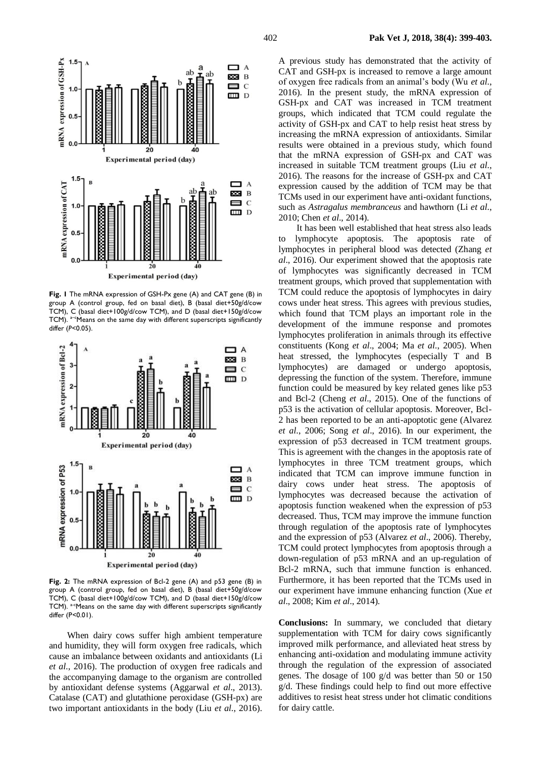Fig. 1 The mRNA expression of GSH-Px gene (A) and CAT gene (B) in group A (control group, fed on basal diet), B (basal diet+50g/d/cow TCM), C (basal diet+100g/d/cow TCM), and D (basal diet+150g/d/cow TCM). a–c Means on the same day with different superscripts significantly differ ($P<0.05$).

Fig. 2: The mRNA expression of Bcl-2 gene (A) and p53 gene (B) in group A (control group, fed on basal diet), B (basal diet+50g/d/cow TCM), C (basal diet+100g/d/cow TCM), and D (basal diet+150g/d/cow TCM). a–c Means on the same day with different superscripts significantly differ ($P<0.01$).

When dairy cows suffer high ambient temperature and humidity, they will form oxygen free radicals, which cause an imbalance between oxidants and antioxidants (Li *et al*., 2016). The production of oxygen free radicals and the accompanying damage to the organism are controlled by antioxidant defense systems (Aggarwal *et al*., 2013). Catalase (CAT) and glutathione peroxidase (GSH-px) are two important antioxidants in the body (Liu *et al*., 2016). A previous study has demonstrated that the activity of CAT and GSH-px is increased to remove a large amount of oxygen free radicals from an animal's body (Wu *et al*., 2016). In the present study, the mRNA expression of GSH-px and CAT was increased in TCM treatment groups, which indicated that TCM could regulate the activity of GSH-px and CAT to help resist heat stress by increasing the mRNA expression of antioxidants. Similar results were obtained in a previous study, which found that the mRNA expression of GSH-px and CAT was increased in suitable TCM treatment groups (Liu *et al*., 2016). The reasons for the increase of GSH-px and CAT expression caused by the addition of TCM may be that TCMs used in our experiment have anti-oxidant functions, such as *Astragalus membranceus* and hawthorn (Li *et al*., 2010; Chen *et al*., 2014).

It has been well established that heat stress also leads to lymphocyte apoptosis. The apoptosis rate of lymphocytes in peripheral blood was detected (Zhang *et al*., 2016). Our experiment showed that the apoptosis rate of lymphocytes was significantly decreased in TCM treatment groups, which proved that supplementation with TCM could reduce the apoptosis of lymphocytes in dairy cows under heat stress. This agrees with previous studies, which found that TCM plays an important role in the development of the immune response and promotes lymphocytes proliferation in animals through its effective constituents (Kong *et al*., 2004; Ma *et al*., 2005). When heat stressed, the lymphocytes (especially T and B lymphocytes) are damaged or undergo apoptosis, depressing the function of the system. Therefore, immune function could be measured by key related genes like p53 and Bcl-2 (Cheng *et al*., 2015). One of the functions of p53 is the activation of cellular apoptosis. Moreover, Bcl-2 has been reported to be an anti-apoptotic gene (Alvarez *et al*., 2006; Song *et al*., 2016). In our experiment, the expression of p53 decreased in TCM treatment groups. This is agreement with the changes in the apoptosis rate of lymphocytes in three TCM treatment groups, which indicated that TCM can improve immune function in dairy cows under heat stress. The apoptosis of lymphocytes was decreased because the activation of apoptosis function weakened when the expression of p53 decreased. Thus, TCM may improve the immune function through regulation of the apoptosis rate of lymphocytes and the expression of p53 (Alvarez *et al*., 2006). Thereby, TCM could protect lymphocytes from apoptosis through a down-regulation of p53 mRNA and an up-regulation of Bcl-2 mRNA, such that immune function is enhanced. Furthermore, it has been reported that the TCMs used in our experiment have immune enhancing function (Xue *et al*., 2008; Kim *et al*., 2014).

**Conclusions:** In summary, we concluded that dietary supplementation with TCM for dairy cows significantly improved milk performance, and alleviated heat stress by enhancing anti-oxidation and modulating immune activity through the regulation of the expression of associated genes. The dosage of 100 g/d was better than 50 or 150 g/d. These findings could help to find out more effective additives to resist heat stress under hot climatic conditions for dairy cattle.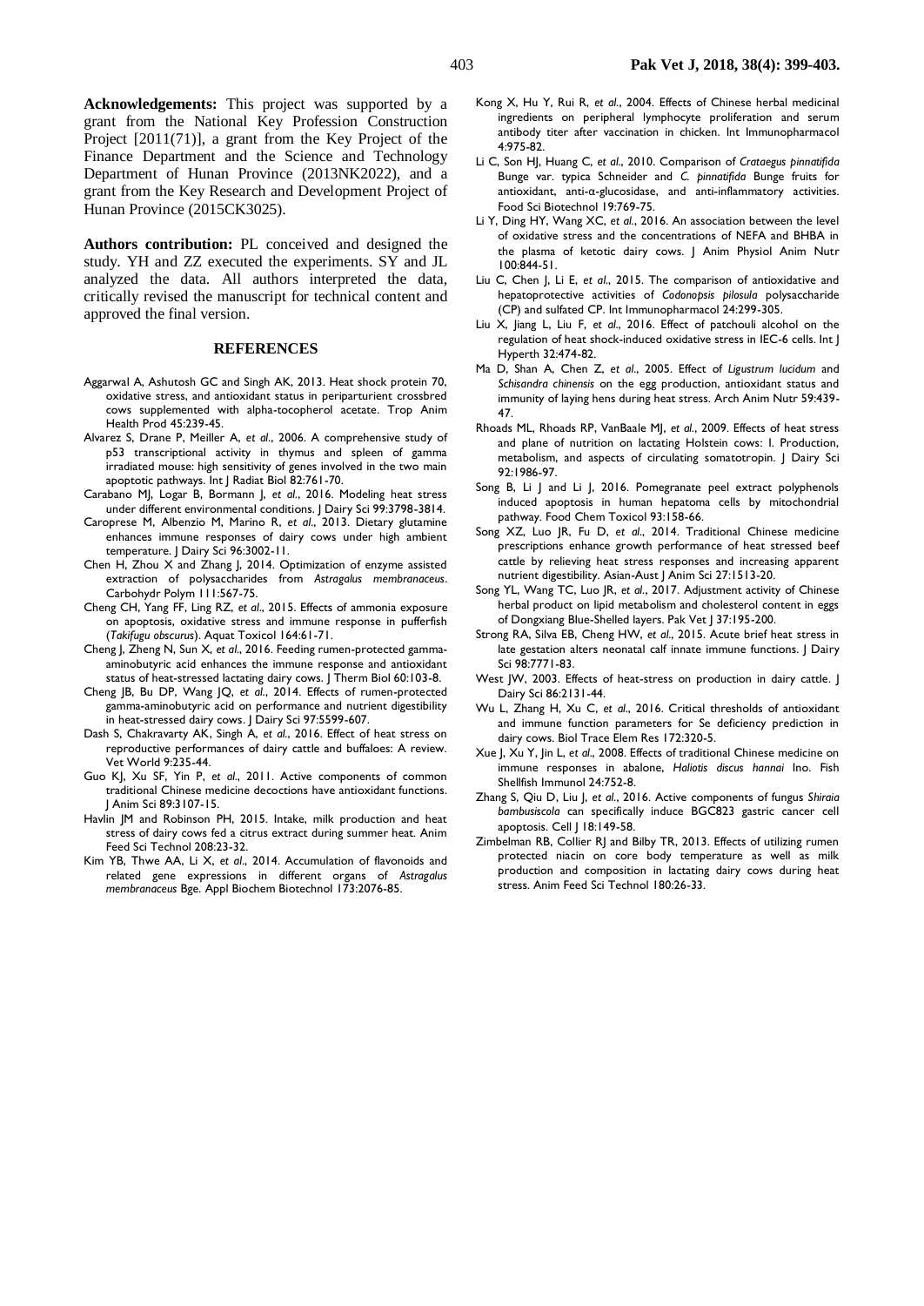**Acknowledgements:** This project was supported by a grant from the National Key Profession Construction Project [2011(71)], a grant from the Key Project of the Finance Department and the Science and Technology Department of Hunan Province (2013NK2022), and a grant from the Key Research and Development Project of Hunan Province (2015CK3025).

**Authors contribution:** PL conceived and designed the study. YH and ZZ executed the experiments. SY and JL analyzed the data. All authors interpreted the data, critically revised the manuscript for technical content and approved the final version.

## REFERENCES

Aggarwal A, Ashutosh GC and Singh AK, 2013. Heat shock protein 70, oxidative stress, and antioxidant status in periparturient crossbred cows supplemented with alpha-tocopherol acetate. Trop Anim Health Prod 45:239-45.

Alvarez S, Drane P, Meiller A, *et al*., 2006. A comprehensive study of p53 transcriptional activity in thymus and spleen of gamma irradiated mouse: high sensitivity of genes involved in the two main apoptotic pathways. Int J Radiat Biol 82:761-70.

Carabano MJ, Logar B, Bormann J, *et al*., 2016. Modeling heat stress under different environmental conditions. J Dairy Sci 99:3798-3814.

Caroprese M, Albenzio M, Marino R, *et al*., 2013. Dietary glutamine enhances immune responses of dairy cows under high ambient temperature. J Dairy Sci 96:3002-11.

Chen H, Zhou X and Zhang J, 2014. Optimization of enzyme assisted extraction of polysaccharides from *Astragalus membranaceus*. Carbohydr Polym 111:567-75.

Cheng CH, Yang FF, Ling RZ, *et al*., 2015. Effects of ammonia exposure on apoptosis, oxidative stress and immune response in pufferfish (*Takifugu obscurus*). Aquat Toxicol 164:61-71.

Cheng J, Zheng N, Sun X, *et al*., 2016. Feeding rumen-protected gamma-aminobutyric acid enhances the immune response and antioxidant status of heat-stressed lactating dairy cows. J Therm Biol 60:103-8.

Cheng JB, Bu DP, Wang JQ, *et al*., 2014. Effects of rumen-protected gamma-aminobutyric acid on performance and nutrient digestibility in heat-stressed dairy cows. J Dairy Sci 97:5599-607.

Dash S, Chakravarty AK, Singh A, *et al*., 2016. Effect of heat stress on reproductive performances of dairy cattle and buffaloes: A review. Vet World 9:235-44.

Guo KJ, Xu SF, Yin P, *et al*., 2011. Active components of common traditional Chinese medicine decoctions have antioxidant functions. J Anim Sci 89:3107-15.

Havlin JM and Robinson PH, 2015. Intake, milk production and heat stress of dairy cows fed a citrus extract during summer heat. Anim Feed Sci Technol 208:23-32.

Kim YB, Thwe AA, Li X, *et al*., 2014. Accumulation of flavonoids and related gene expressions in different organs of *Astragalus membranaceus* Bge. Appl Biochem Biotechnol 173:2076-85.

Kong X, Hu Y, Rui R, *et al*., 2004. Effects of Chinese herbal medicinal ingredients on peripheral lymphocyte proliferation and serum antibody titer after vaccination in chicken. Int Immunopharmacol 4:975-82.

Li C, Son HJ, Huang C, *et al*., 2010. Comparison of *Crataegus pinnatifida* Bunge var. typica Schneider and *C. pinnatifida* Bunge fruits for antioxidant, anti-α-glucosidase, and anti-inflammatory activities. Food Sci Biotechnol 19:769-75.

Li Y, Ding HY, Wang XC, *et al*., 2016. An association between the level of oxidative stress and the concentrations of NEFA and BHBA in the plasma of ketotic dairy cows. J Anim Physiol Anim Nutr 100:844-51.

Liu C, Chen J, Li E, *et al*., 2015. The comparison of antioxidative and hepatoprotective activities of *Codonopsis pilosula* polysaccharide (CP) and sulfated CP. Int Immunopharmacol 24:299-305.

Liu X, Jiang L, Liu F, *et al*., 2016. Effect of patchouli alcohol on the regulation of heat shock-induced oxidative stress in IEC-6 cells. Int J Hyperth 32:474-82.

Ma D, Shan A, Chen Z, *et al*., 2005. Effect of *Ligustrum lucidum* and *Schisandra chinensis* on the egg production, antioxidant status and immunity of laying hens during heat stress. Arch Anim Nutr 59:439-47.

Rhoads ML, Rhoads RP, VanBaale MJ, *et al*., 2009. Effects of heat stress and plane of nutrition on lactating Holstein cows: I. Production, metabolism, and aspects of circulating somatotropin. J Dairy Sci 92:1986-97.

Song B, Li J and Li J, 2016. Pomegranate peel extract polyphenols induced apoptosis in human hepatoma cells by mitochondrial pathway. Food Chem Toxicol 93:158-66.

Song XZ, Luo JR, Fu D, *et al*., 2014. Traditional Chinese medicine prescriptions enhance growth performance of heat stressed beef cattle by relieving heat stress responses and increasing apparent nutrient digestibility. Asian-Aust J Anim Sci 27:1513-20.

Song YL, Wang TC, Luo JR, *et al*., 2017. Adjustment activity of Chinese herbal product on lipid metabolism and cholesterol content in eggs of Dongxiang Blue-Shelled layers. Pak Vet J 37:195-200.

Strong RA, Silva EB, Cheng HW, *et al*., 2015. Acute brief heat stress in late gestation alters neonatal calf innate immune functions. J Dairy Sci 98:7771-83.

West JW, 2003. Effects of heat-stress on production in dairy cattle. J Dairy Sci 86:2131-44.

Wu L, Zhang H, Xu C, *et al*., 2016. Critical thresholds of antioxidant and immune function parameters for Se deficiency prediction in dairy cows. Biol Trace Elem Res 172:320-5.

Xue J, Xu Y, Jin L, *et al*., 2008. Effects of traditional Chinese medicine on immune responses in abalone, *Haliotis discus hannai* Ino. Fish Shellfish Immunol 24:752-8.

Zhang S, Qiu D, Liu J, *et al*., 2016. Active components of fungus *Shiraia bambusiscola* can specifically induce BGC823 gastric cancer cell apoptosis. Cell J 18:149-58.

Zimbelman RB, Collier RJ and Bilby TR, 2013. Effects of utilizing rumen protected niacin on core body temperature as well as milk production and composition in lactating dairy cows during heat stress. Anim Feed Sci Technol 180:26-33.